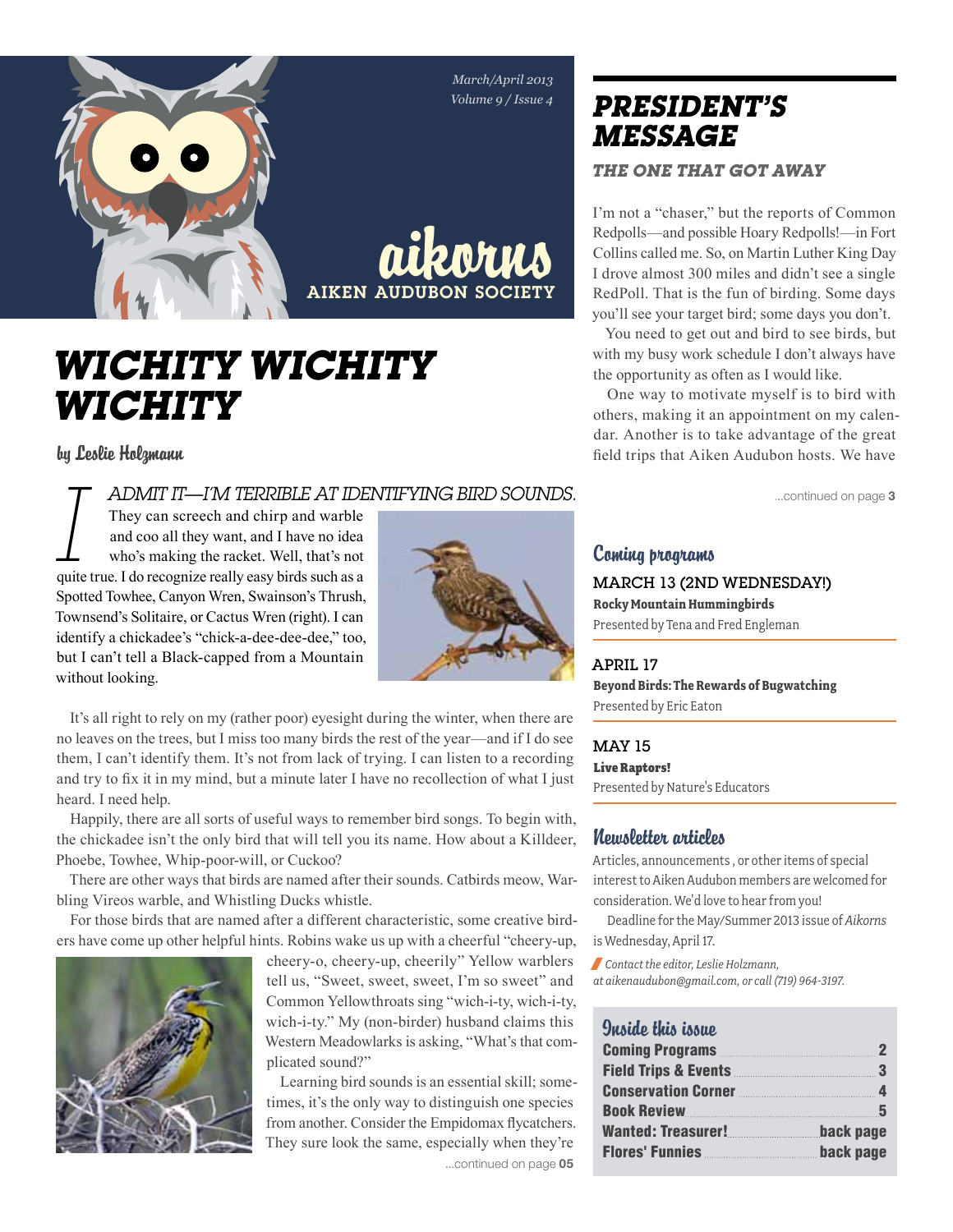March/April 2013
Volume 9 / Issue 4

# aikorns
AIKEN AUDUBON SOCIETY

# WICHITY WICHITY WICHITY

by Leslie Holzmann

I ADMIT IT—I'M TERRIBLE AT IDENTIFYING BIRD SOUNDS. They can screech and chirp and warble and coo all they want, and I have no idea who's making the racket. Well, that's not quite true. I do recognize really easy birds such as a Spotted Towhee, Canyon Wren, Swainson's Thrush, Townsend's Solitaire, or Cactus Wren (right). I can identify a chickadee's "chick-a-dee-dee-dee," too, but I can't tell a Black-capped from a Mountain without looking.

It's all right to rely on my (rather poor) eyesight during the winter, when there are no leaves on the trees, but I miss too many birds the rest of the year—and if I do see them, I can't identify them. It's not from lack of trying. I can listen to a recording and try to fix it in my mind, but a minute later I have no recollection of what I just heard. I need help.

Happily, there are all sorts of useful ways to remember bird songs. To begin with, the chickadee isn't the only bird that will tell you its name. How about a Killdeer, Phoebe, Towhee, Whip-poor-will, or Cuckoo?

There are other ways that birds are named after their sounds. Catbirds meow, Warbling Vireos warble, and Whistling Ducks whistle.

For those birds that are named after a different characteristic, some creative birders have come up other helpful hints. Robins wake us up with a cheerful "cheery-up, cheery-o, cheery-up, cheerily" Yellow warblers tell us, "Sweet, sweet, sweet, I'm so sweet" and Common Yellowthroats sing "wich-i-ty, wich-i-ty, wich-i-ty." My (non-birder) husband claims this Western Meadowlarks is asking, "What's that complicated sound?"

Learning bird sounds is an essential skill; sometimes, it's the only way to distinguish one species from another. Consider the Empidomax flycatchers. They sure look the same, especially when they're

...continued on page 05

# PRESIDENT'S MESSAGE

## THE ONE THAT GOT AWAY

I'm not a "chaser," but the reports of Common Redpolls—and possible Hoary Redpolls!—in Fort Collins called me. So, on Martin Luther King Day I drove almost 300 miles and didn't see a single RedPoll. That is the fun of birding. Some days you'll see your target bird; some days you don't.

You need to get out and bird to see birds, but with my busy work schedule I don't always have the opportunity as often as I would like.

One way to motivate myself is to bird with others, making it an appointment on my calendar. Another is to take advantage of the great field trips that Aiken Audubon hosts. We have

...continued on page 3

## Coming programs

**MARCH 13 (2ND WEDNESDAY!)**
**Rocky Mountain Hummingbirds**
Presented by Tena and Fred Engleman

**APRIL 17**
**Beyond Birds: The Rewards of Bugwatching**
Presented by Eric Eaton

**MAY 15**
**Live Raptors!**
Presented by Nature's Educators

## Newsletter articles

Articles, announcements , or other items of special interest to Aiken Audubon members are welcomed for consideration. We'd love to hear from you!

Deadline for the May/Summer 2013 issue of *Aikorns* is Wednesday, April 17.

*Contact the editor, Leslie Holzmann, at aikenaudubon@gmail.com, or call (719) 964-3197.*

## Inside this issue

| | |
|---|---|
| Coming Programs | 2 |
| Field Trips & Events | 3 |
| Conservation Corner | 4 |
| Book Review | 5 |
| Wanted: Treasurer! | back page |
| Flores' Funnies | back page |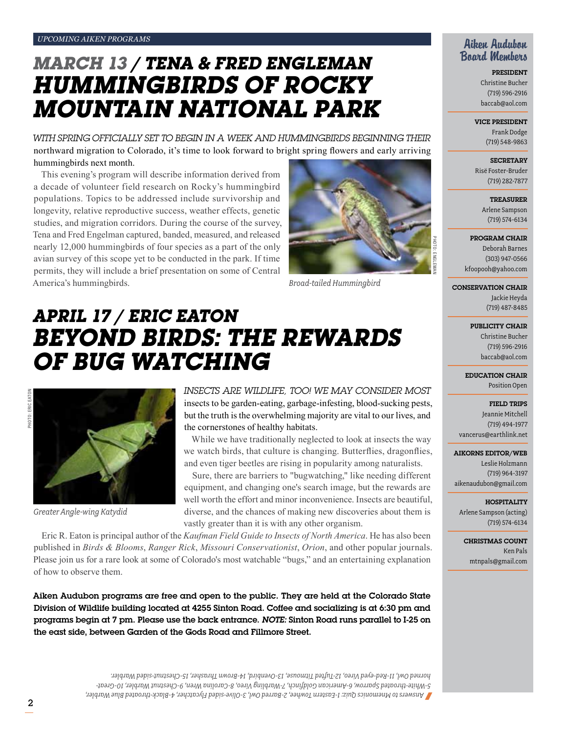UPCOMING AIKEN PROGRAMS

# MARCH 13 / TENA & FRED ENGLEMAN
# HUMMINGBIRDS OF ROCKY MOUNTAIN NATIONAL PARK

WITH SPRING OFFICIALLY SET TO BEGIN IN A WEEK AND HUMMINGBIRDS BEGINNING THEIR northward migration to Colorado, it's time to look forward to bright spring flowers and early arriving hummingbirds next month.

This evening's program will describe information derived from a decade of volunteer field research on Rocky's hummingbird populations. Topics to be addressed include survivorship and longevity, relative reproductive success, weather effects, genetic studies, and migration corridors. During the course of the survey, Tena and Fred Engelman captured, banded, measured, and released nearly 12,000 hummingbirds of four species as a part of the only avian survey of this scope yet to be conducted in the park. If time permits, they will include a brief presentation on some of Central America's hummingbirds.

PHOTO: ENGLEMAN

*Broad-tailed Hummingbird*

# APRIL 17 / ERIC EATON
# BEYOND BIRDS: THE REWARDS OF BUG WATCHING

PHOTO: ERIC EATON

*Greater Angle-wing Katydid*

INSECTS ARE WILDLIFE, TOO! WE MAY CONSIDER MOST insects to be garden-eating, garbage-infesting, blood-sucking pests, but the truth is the overwhelming majority are vital to our lives, and the cornerstones of healthy habitats.

While we have traditionally neglected to look at insects the way we watch birds, that culture is changing. Butterflies, dragonflies, and even tiger beetles are rising in popularity among naturalists.

Sure, there are barriers to "bugwatching," like needing different equipment, and changing one's search image, but the rewards are well worth the effort and minor inconvenience. Insects are beautiful, diverse, and the chances of making new discoveries about them is vastly greater than it is with any other organism.

Eric R. Eaton is principal author of the *Kaufman Field Guide to Insects of North America*. He has also been published in *Birds & Blooms*, *Ranger Rick*, *Missouri Conservationist*, *Orion*, and other popular journals. Please join us for a rare look at some of Colorado's most watchable "bugs," and an entertaining explanation of how to observe them.

**Aiken Audubon programs are free and open to the public. They are held at the Colorado State Division of Wildlife building located at 4255 Sinton Road. Coffee and socializing is at 6:30 pm and programs begin at 7 pm. Please use the back entrance. *NOTE:* Sinton Road runs parallel to I-25 on the east side, between Garden of the Gods Road and Fillmore Street.**

*Answers to Mnemonics Quiz: 1-Eastern Towhee, 2-Barred Owl, 3-Olive-sided Flycatcher, 4-Black-throated Blue Warbler, 5-White-throated Sparrow, 6-American Goldfinch, 7-Warbling Vireo, 8-Carolina Wren, 9-Chestnut Warbler, 10-Great-horned Owl, 11-Red-eyed Vireo, 12-Tufted Titmouse, 13-Ovenbird, 14-Brown Thrasher, 15-Chestnut-sided Warbler.*

## Aiken Audubon Board Members

**PRESIDENT**
Christine Bucher
(719) 596-2916
baccab@aol.com

**VICE PRESIDENT**
Frank Dodge
(719) 548-9863

**SECRETARY**
Risë Foster-Bruder
(719) 282-7877

**TREASURER**
Arlene Sampson
(719) 574-6134

**PROGRAM CHAIR**
Deborah Barnes
(303) 947-0566
kfoopooh@yahoo.com

**CONSERVATION CHAIR**
Jackie Heyda
(719) 487-8485

**PUBLICITY CHAIR**
Christine Bucher
(719) 596-2916
baccab@aol.com

**EDUCATION CHAIR**
Position Open

**FIELD TRIPS**
Jeannie Mitchell
(719) 494-1977
vancerus@earthlink.net

**AIKORNS EDITOR/WEB**
Leslie Holzmann
(719) 964-3197
aikenaudubon@gmail.com

**HOSPITALITY**
Arlene Sampson (acting)
(719) 574-6134

**CHRISTMAS COUNT**
Ken Pals
mtnpals@gmail.com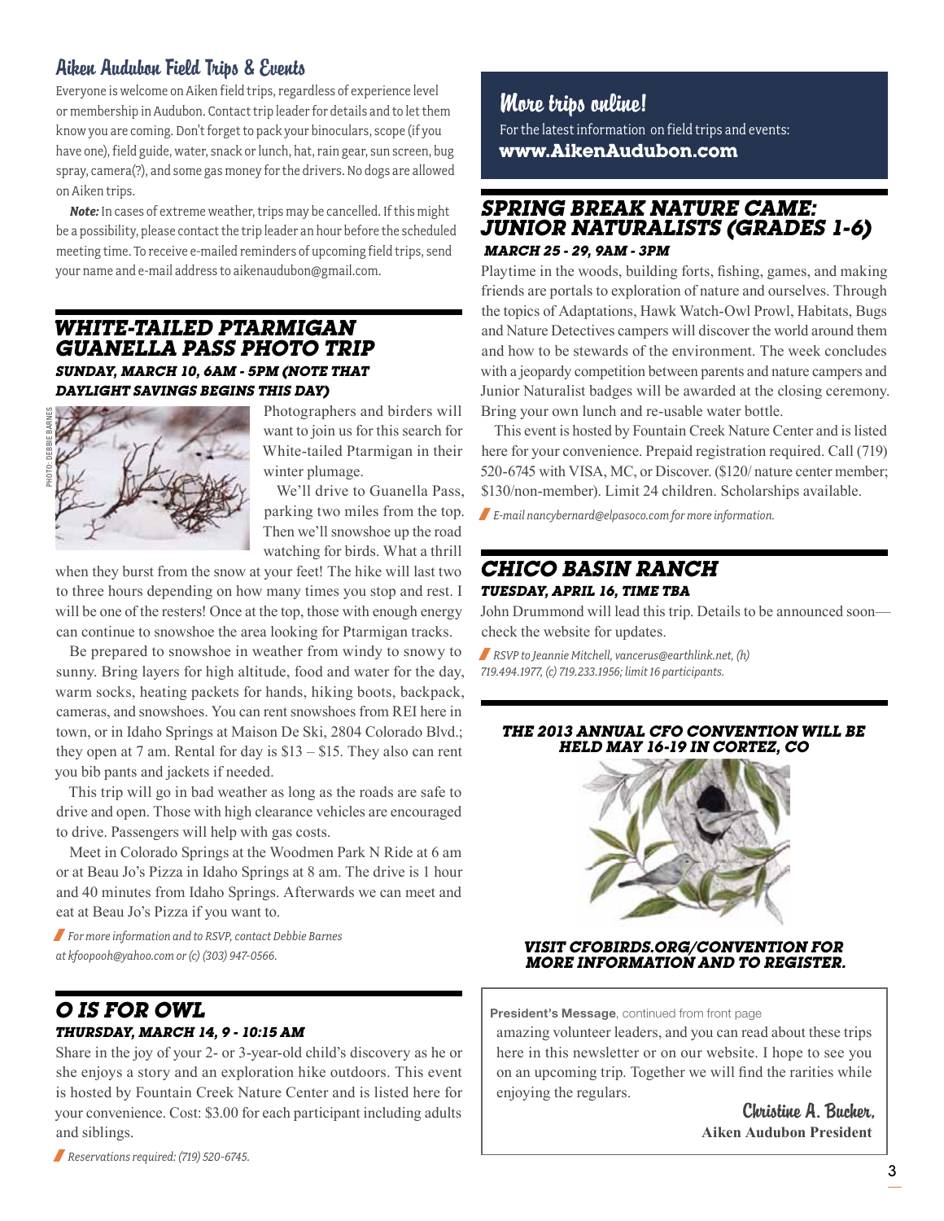## Aiken Audubon Field Trips & Events

Everyone is welcome on Aiken field trips, regardless of experience level or membership in Audubon. Contact trip leader for details and to let them know you are coming. Don't forget to pack your binoculars, scope (if you have one), field guide, water, snack or lunch, hat, rain gear, sun screen, bug spray, camera(?), and some gas money for the drivers. No dogs are allowed on Aiken trips.

***Note:*** In cases of extreme weather, trips may be cancelled. If this might be a possibility, please contact the trip leader an hour before the scheduled meeting time. To receive e-mailed reminders of upcoming field trips, send your name and e-mail address to aikenaudubon@gmail.com.

## WHITE-TAILED PTARMIGAN GUANELLA PASS PHOTO TRIP

***SUNDAY, MARCH 10, 6AM - 5PM (NOTE THAT DAYLIGHT SAVINGS BEGINS THIS DAY)***

PHOTO: DEBBIE BARNES

Photographers and birders will want to join us for this search for White-tailed Ptarmigan in their winter plumage.

We'll drive to Guanella Pass, parking two miles from the top. Then we'll snowshoe up the road watching for birds. What a thrill when they burst from the snow at your feet! The hike will last two to three hours depending on how many times you stop and rest. I will be one of the resters! Once at the top, those with enough energy can continue to snowshoe the area looking for Ptarmigan tracks.

Be prepared to snowshoe in weather from windy to snowy to sunny. Bring layers for high altitude, food and water for the day, warm socks, heating packets for hands, hiking boots, backpack, cameras, and snowshoes. You can rent snowshoes from REI here in town, or in Idaho Springs at Maison De Ski, 2804 Colorado Blvd.; they open at 7 am. Rental for day is $13 – $15. They also can rent you bib pants and jackets if needed.

This trip will go in bad weather as long as the roads are safe to drive and open. Those with high clearance vehicles are encouraged to drive. Passengers will help with gas costs.

Meet in Colorado Springs at the Woodmen Park N Ride at 6 am or at Beau Jo's Pizza in Idaho Springs at 8 am. The drive is 1 hour and 40 minutes from Idaho Springs. Afterwards we can meet and eat at Beau Jo's Pizza if you want to.

*For more information and to RSVP, contact Debbie Barnes at kfoopooh@yahoo.com or (c) (303) 947-0566.*

## O IS FOR OWL

***THURSDAY, MARCH 14, 9 - 10:15 AM***

Share in the joy of your 2- or 3-year-old child's discovery as he or she enjoys a story and an exploration hike outdoors. This event is hosted by Fountain Creek Nature Center and is listed here for your convenience. Cost: $3.00 for each participant including adults and siblings.

*Reservations required: (719) 520-6745.*

## More trips online!

For the latest information on field trips and events: **www.AikenAudubon.com**

## SPRING BREAK NATURE CAME: JUNIOR NATURALISTS (GRADES 1-6)

***MARCH 25 - 29, 9AM - 3PM***

Playtime in the woods, building forts, fishing, games, and making friends are portals to exploration of nature and ourselves. Through the topics of Adaptations, Hawk Watch-Owl Prowl, Habitats, Bugs and Nature Detectives campers will discover the world around them and how to be stewards of the environment. The week concludes with a jeopardy competition between parents and nature campers and Junior Naturalist badges will be awarded at the closing ceremony. Bring your own lunch and re-usable water bottle.

This event is hosted by Fountain Creek Nature Center and is listed here for your convenience. Prepaid registration required. Call (719) 520-6745 with VISA, MC, or Discover. ($120/ nature center member; $130/non-member). Limit 24 children. Scholarships available.

*E-mail nancybernard@elpasoco.com for more information.*

## CHICO BASIN RANCH

***TUESDAY, APRIL 16, TIME TBA***

John Drummond will lead this trip. Details to be announced soon—check the website for updates.

*RSVP to Jeannie Mitchell, vancerus@earthlink.net, (h) 719.494.1977, (c) 719.233.1956; limit 16 participants.*

***THE 2013 ANNUAL CFO CONVENTION WILL BE HELD MAY 16-19 IN CORTEZ, CO***

***VISIT CFOBIRDS.ORG/CONVENTION FOR MORE INFORMATION AND TO REGISTER.***

**President's Message**, continued from front page

amazing volunteer leaders, and you can read about these trips here in this newsletter or on our website. I hope to see you on an upcoming trip. Together we will find the rarities while enjoying the regulars.

Christine A. Bucher,
**Aiken Audubon President**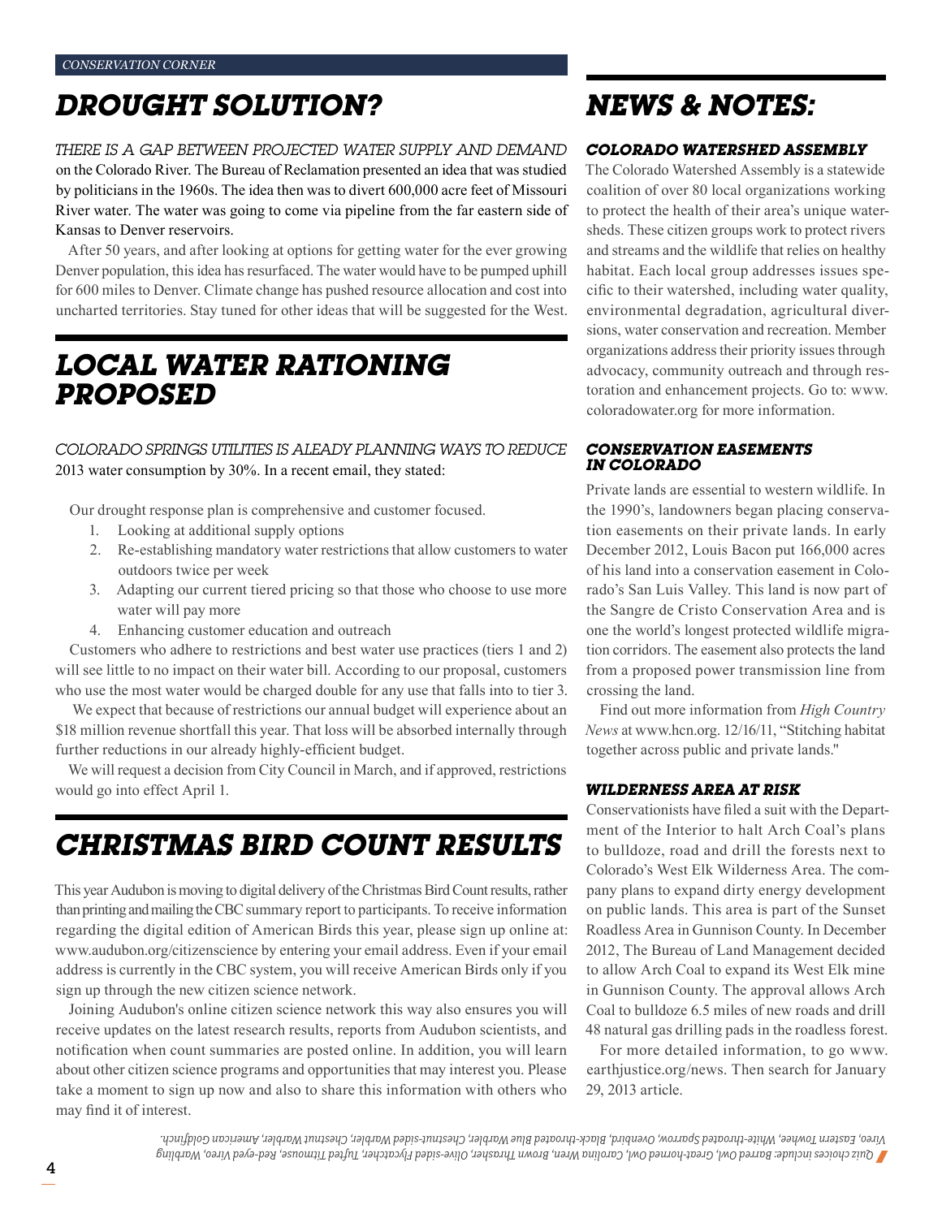CONSERVATION CORNER

## DROUGHT SOLUTION?

THERE IS A GAP BETWEEN PROJECTED WATER SUPPLY AND DEMAND on the Colorado River. The Bureau of Reclamation presented an idea that was studied by politicians in the 1960s. The idea then was to divert 600,000 acre feet of Missouri River water. The water was going to come via pipeline from the far eastern side of Kansas to Denver reservoirs.

After 50 years, and after looking at options for getting water for the ever growing Denver population, this idea has resurfaced. The water would have to be pumped uphill for 600 miles to Denver. Climate change has pushed resource allocation and cost into uncharted territories. Stay tuned for other ideas that will be suggested for the West.

## LOCAL WATER RATIONING PROPOSED

COLORADO SPRINGS UTILITIES IS ALEADY PLANNING WAYS TO REDUCE 2013 water consumption by 30%. In a recent email, they stated:

Our drought response plan is comprehensive and customer focused.

1. Looking at additional supply options
2. Re-establishing mandatory water restrictions that allow customers to water outdoors twice per week
3. Adapting our current tiered pricing so that those who choose to use more water will pay more
4. Enhancing customer education and outreach

Customers who adhere to restrictions and best water use practices (tiers 1 and 2) will see little to no impact on their water bill. According to our proposal, customers who use the most water would be charged double for any use that falls into to tier 3.

We expect that because of restrictions our annual budget will experience about an $18 million revenue shortfall this year. That loss will be absorbed internally through further reductions in our already highly-efficient budget.

We will request a decision from City Council in March, and if approved, restrictions would go into effect April 1.

## CHRISTMAS BIRD COUNT RESULTS

This year Audubon is moving to digital delivery of the Christmas Bird Count results, rather than printing and mailing the CBC summary report to participants. To receive information regarding the digital edition of American Birds this year, please sign up online at: www.audubon.org/citizenscience by entering your email address. Even if your email address is currently in the CBC system, you will receive American Birds only if you sign up through the new citizen science network.

Joining Audubon's online citizen science network this way also ensures you will receive updates on the latest research results, reports from Audubon scientists, and notification when count summaries are posted online. In addition, you will learn about other citizen science programs and opportunities that may interest you. Please take a moment to sign up now and also to share this information with others who may find it of interest.

## NEWS & NOTES:

### COLORADO WATERSHED ASSEMBLY

The Colorado Watershed Assembly is a statewide coalition of over 80 local organizations working to protect the health of their area's unique watersheds. These citizen groups work to protect rivers and streams and the wildlife that relies on healthy habitat. Each local group addresses issues specific to their watershed, including water quality, environmental degradation, agricultural diversions, water conservation and recreation. Member organizations address their priority issues through advocacy, community outreach and through restoration and enhancement projects. Go to: www.coloradowater.org for more information.

### CONSERVATION EASEMENTS IN COLORADO

Private lands are essential to western wildlife. In the 1990's, landowners began placing conservation easements on their private lands. In early December 2012, Louis Bacon put 166,000 acres of his land into a conservation easement in Colorado's San Luis Valley. This land is now part of the Sangre de Cristo Conservation Area and is one the world's longest protected wildlife migration corridors. The easement also protects the land from a proposed power transmission line from crossing the land.

Find out more information from *High Country News* at www.hcn.org. 12/16/11, "Stitching habitat together across public and private lands."

### WILDERNESS AREA AT RISK

Conservationists have filed a suit with the Department of the Interior to halt Arch Coal's plans to bulldoze, road and drill the forests next to Colorado's West Elk Wilderness Area. The company plans to expand dirty energy development on public lands. This area is part of the Sunset Roadless Area in Gunnison County. In December 2012, The Bureau of Land Management decided to allow Arch Coal to expand its West Elk mine in Gunnison County. The approval allows Arch Coal to bulldoze 6.5 miles of new roads and drill 48 natural gas drilling pads in the roadless forest.

For more detailed information, to go www.earthjustice.org/news. Then search for January 29, 2013 article.

*Quiz choices include: Barred Owl, Great-horned Owl, Carolina Wren, Brown Thrasher, Olive-sided Flycatcher, Tufted Titmouse, Red-eyed Vireo, Warbling Vireo, Eastern Towhee, White-throated Sparrow, Ovenbird, Black-throated Blue Warbler, Chestnut-sided Warbler, Chestnut Warbler, American Goldfinch.*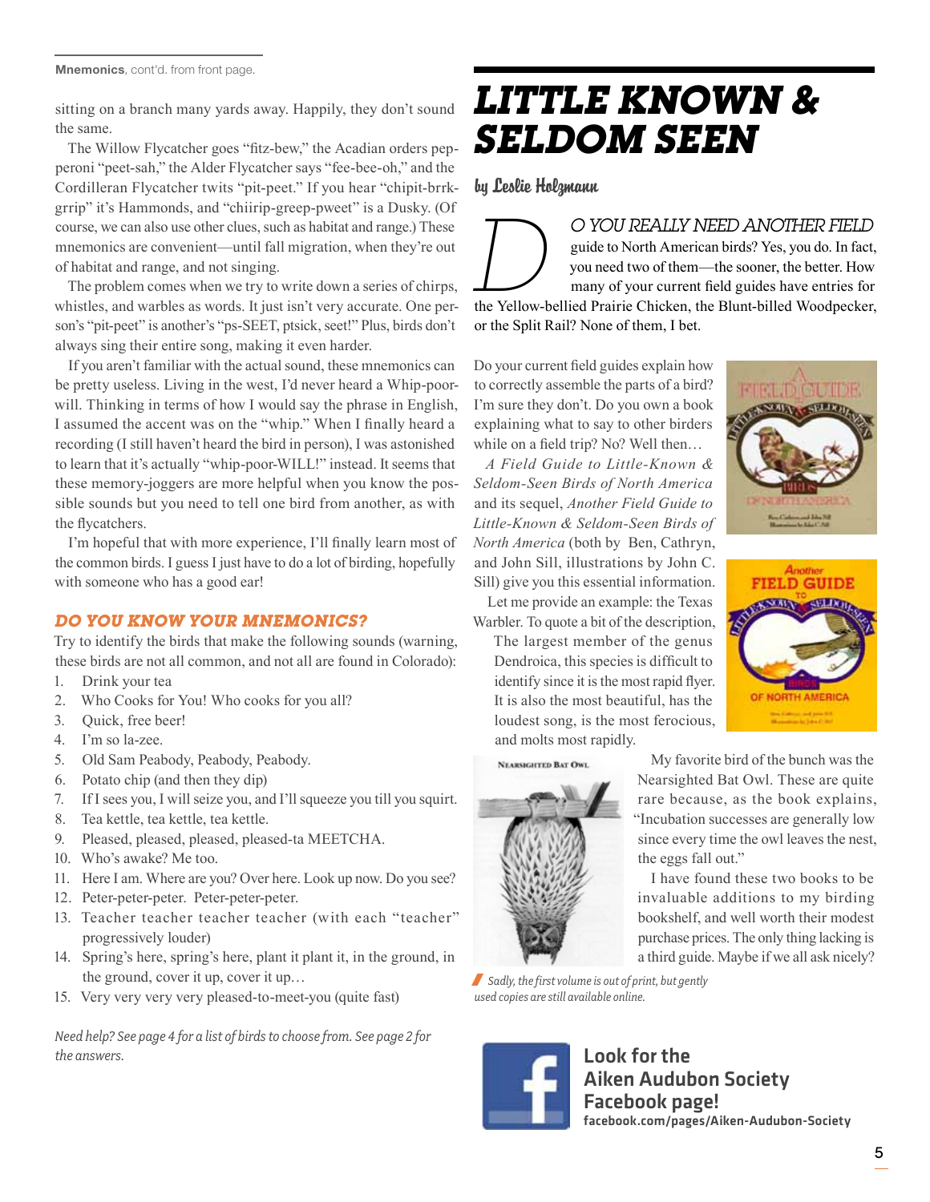**Mnemonics**, cont'd. from front page.

sitting on a branch many yards away. Happily, they don't sound the same.

The Willow Flycatcher goes "fitz-bew," the Acadian orders pepperoni "peet-sah," the Alder Flycatcher says "fee-bee-oh," and the Cordilleran Flycatcher twits "pit-peet." If you hear "chipit-brrk-grrip" it's Hammonds, and "chiirip-greep-pweet" is a Dusky. (Of course, we can also use other clues, such as habitat and range.) These mnemonics are convenient—until fall migration, when they're out of habitat and range, and not singing.

The problem comes when we try to write down a series of chirps, whistles, and warbles as words. It just isn't very accurate. One person's "pit-peet" is another's "ps-SEET, ptsick, seet!" Plus, birds don't always sing their entire song, making it even harder.

If you aren't familiar with the actual sound, these mnemonics can be pretty useless. Living in the west, I'd never heard a Whip-poor-will. Thinking in terms of how I would say the phrase in English, I assumed the accent was on the "whip." When I finally heard a recording (I still haven't heard the bird in person), I was astonished to learn that it's actually "whip-poor-WILL!" instead. It seems that these memory-joggers are more helpful when you know the possible sounds but you need to tell one bird from another, as with the flycatchers.

I'm hopeful that with more experience, I'll finally learn most of the common birds. I guess I just have to do a lot of birding, hopefully with someone who has a good ear!

### DO YOU KNOW YOUR MNEMONICS?

Try to identify the birds that make the following sounds (warning, these birds are not all common, and not all are found in Colorado):

1. Drink your tea
2. Who Cooks for You! Who cooks for you all?
3. Quick, free beer!
4. I'm so la-zee.
5. Old Sam Peabody, Peabody, Peabody.
6. Potato chip (and then they dip)
7. If I sees you, I will seize you, and I'll squeeze you till you squirt.
8. Tea kettle, tea kettle, tea kettle.
9. Pleased, pleased, pleased, pleased-ta MEETCHA.
10. Who's awake? Me too.
11. Here I am. Where are you? Over here. Look up now. Do you see?
12. Peter-peter-peter. Peter-peter-peter.
13. Teacher teacher teacher teacher (with each "teacher" progressively louder)
14. Spring's here, spring's here, plant it plant it, in the ground, in the ground, cover it up, cover it up…
15. Very very very very pleased-to-meet-you (quite fast)

*Need help? See page 4 for a list of birds to choose from. See page 2 for the answers.*

# LITTLE KNOWN & SELDOM SEEN

by Leslie Holzmann

DO YOU REALLY NEED ANOTHER FIELD guide to North American birds? Yes, you do. In fact, you need two of them—the sooner, the better. How many of your current field guides have entries for the Yellow-bellied Prairie Chicken, the Blunt-billed Woodpecker, or the Split Rail? None of them, I bet.

Do your current field guides explain how to correctly assemble the parts of a bird? I'm sure they don't. Do you own a book explaining what to say to other birders while on a field trip? No? Well then…

*A Field Guide to Little-Known & Seldom-Seen Birds of North America* and its sequel, *Another Field Guide to Little-Known & Seldom-Seen Birds of North America* (both by Ben, Cathryn, and John Sill, illustrations by John C. Sill) give you this essential information.

Let me provide an example: the Texas Warbler. To quote a bit of the description,

> The largest member of the genus Dendroica, this species is difficult to identify since it is the most rapid flyer. It is also the most beautiful, has the loudest song, is the most ferocious, and molts most rapidly.

My favorite bird of the bunch was the Nearsighted Bat Owl. These are quite rare because, as the book explains, "Incubation successes are generally low since every time the owl leaves the nest, the eggs fall out."

I have found these two books to be invaluable additions to my birding bookshelf, and well worth their modest purchase prices. The only thing lacking is a third guide. Maybe if we all ask nicely?

*Sadly, the first volume is out of print, but gently used copies are still available online.*

**Look for the Aiken Audubon Society Facebook page!**
**facebook.com/pages/Aiken-Audubon-Society**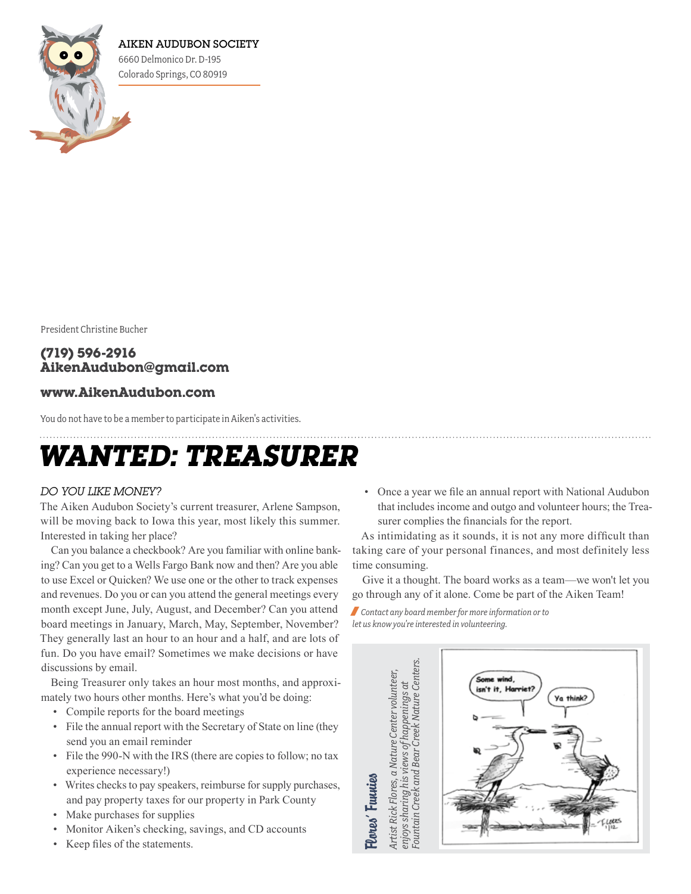AIKEN AUDUBON SOCIETY
6660 Delmonico Dr. D-195
Colorado Springs, CO 80919

President Christine Bucher

**(719) 596-2916**
**AikenAudubon@gmail.com**

**www.AikenAudubon.com**

You do not have to be a member to participate in Aiken's activities.

# *WANTED: TREASURER*

*DO YOU LIKE MONEY?*

The Aiken Audubon Society's current treasurer, Arlene Sampson, will be moving back to Iowa this year, most likely this summer. Interested in taking her place?

Can you balance a checkbook? Are you familiar with online banking? Can you get to a Wells Fargo Bank now and then? Are you able to use Excel or Quicken? We use one or the other to track expenses and revenues. Do you or can you attend the general meetings every month except June, July, August, and December? Can you attend board meetings in January, March, May, September, November? They generally last an hour to an hour and a half, and are lots of fun. Do you have email? Sometimes we make decisions or have discussions by email.

Being Treasurer only takes an hour most months, and approximately two hours other months. Here's what you'd be doing:

- Compile reports for the board meetings
- File the annual report with the Secretary of State on line (they send you an email reminder
- File the 990-N with the IRS (there are copies to follow; no tax experience necessary!)
- Writes checks to pay speakers, reimburse for supply purchases, and pay property taxes for our property in Park County
- Make purchases for supplies
- Monitor Aiken's checking, savings, and CD accounts
- Keep files of the statements.
- Once a year we file an annual report with National Audubon that includes income and outgo and volunteer hours; the Treasurer complies the financials for the report.

As intimidating as it sounds, it is not any more difficult than taking care of your personal finances, and most definitely less time consuming.

Give it a thought. The board works as a team—we won't let you go through any of it alone. Come be part of the Aiken Team!

*Contact any board member for more information or to let us know you're interested in volunteering.*

**Flores' Funnies**

*Artist Rick Flores, a Nature Center volunteer, enjoys sharing his views of happenings at Fountain Creek and Bear Creek Nature Centers.*